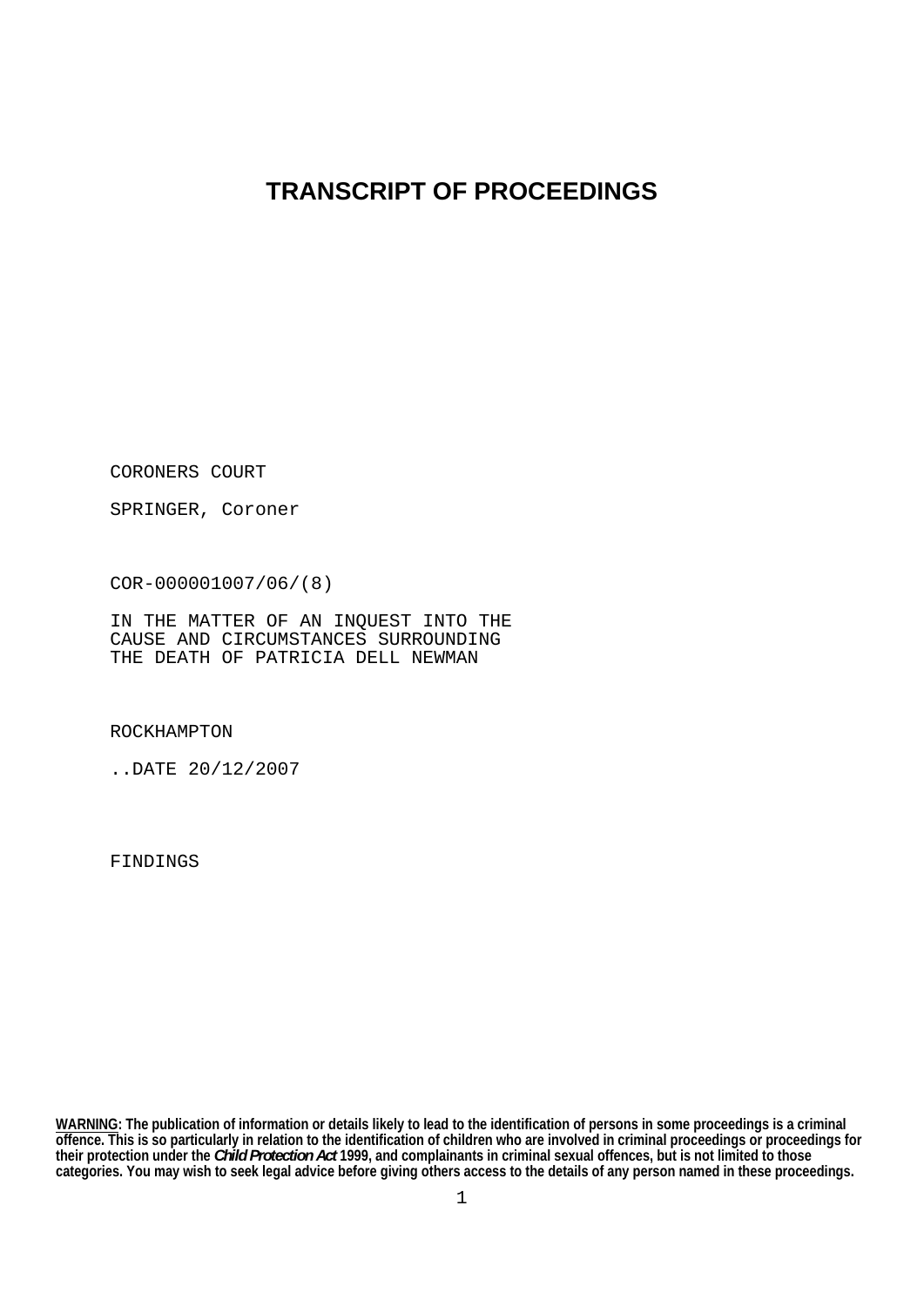# TRANSCRIPT OF PROCEEDINGS

CORONERS COURT

SPRINGER, Coroner

COR-000001007/06/(8)

IN THE MATTER OF AN INQUEST INTO THE
CAUSE AND CIRCUMSTANCES SURROUNDING
THE DEATH OF PATRICIA DELL NEWMAN

ROCKHAMPTON

..DATE 20/12/2007

FINDINGS

**WARNING: The publication of information or details likely to lead to the identification of persons in some proceedings is a criminal offence. This is so particularly in relation to the identification of children who are involved in criminal proceedings or proceedings for their protection under the *Child Protection Act* 1999, and complainants in criminal sexual offences, but is not limited to those categories. You may wish to seek legal advice before giving others access to the details of any person named in these proceedings.**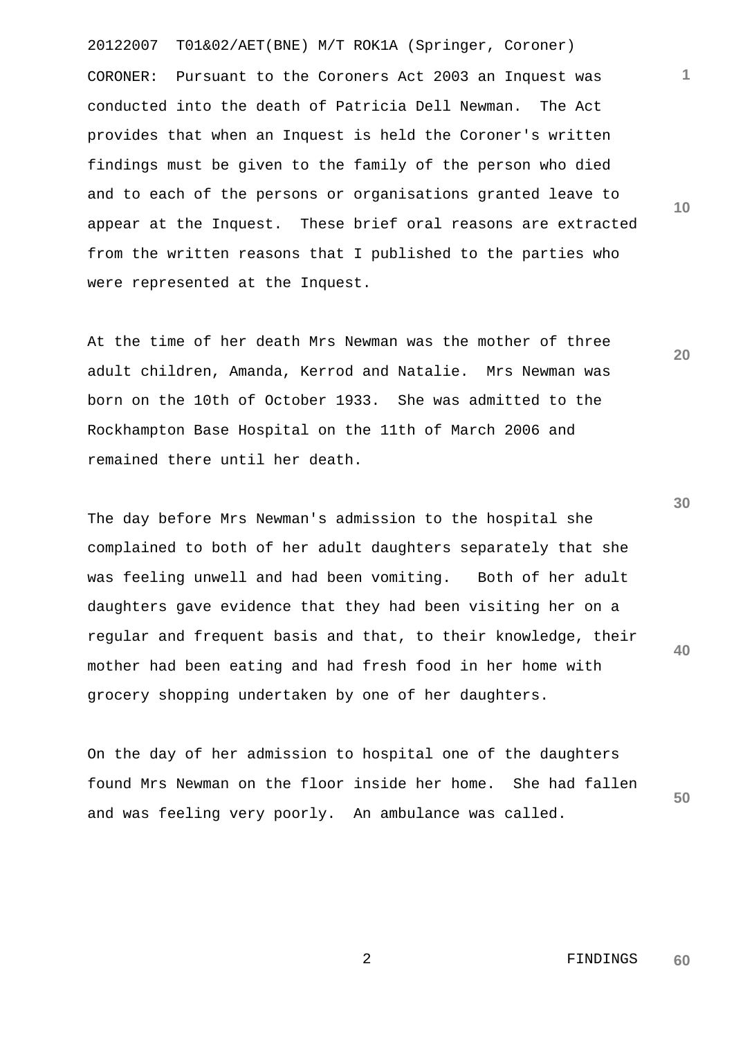CORONER: Pursuant to the Coroners Act 2003 an Inquest was conducted into the death of Patricia Dell Newman. The Act provides that when an Inquest is held the Coroner's written findings must be given to the family of the person who died and to each of the persons or organisations granted leave to appear at the Inquest. These brief oral reasons are extracted from the written reasons that I published to the parties who were represented at the Inquest.

At the time of her death Mrs Newman was the mother of three adult children, Amanda, Kerrod and Natalie. Mrs Newman was born on the 10th of October 1933. She was admitted to the Rockhampton Base Hospital on the 11th of March 2006 and remained there until her death.

The day before Mrs Newman's admission to the hospital she complained to both of her adult daughters separately that she was feeling unwell and had been vomiting. Both of her adult daughters gave evidence that they had been visiting her on a regular and frequent basis and that, to their knowledge, their mother had been eating and had fresh food in her home with grocery shopping undertaken by one of her daughters.

On the day of her admission to hospital one of the daughters found Mrs Newman on the floor inside her home. She had fallen and was feeling very poorly. An ambulance was called.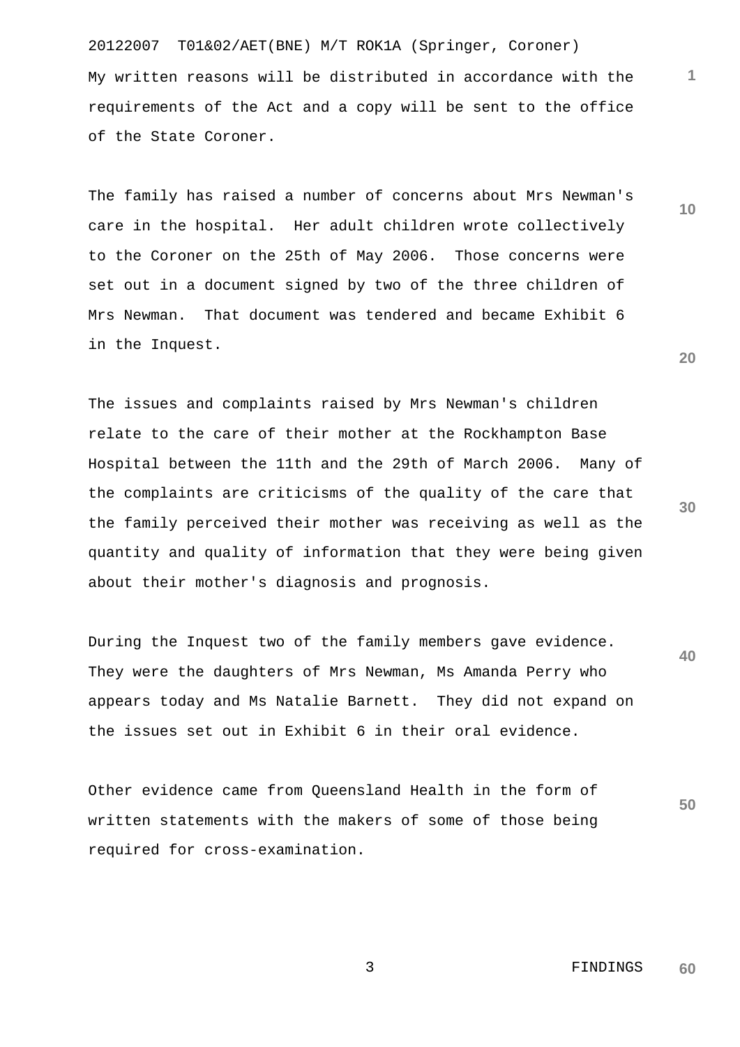My written reasons will be distributed in accordance with the requirements of the Act and a copy will be sent to the office of the State Coroner.

The family has raised a number of concerns about Mrs Newman's care in the hospital. Her adult children wrote collectively to the Coroner on the 25th of May 2006. Those concerns were set out in a document signed by two of the three children of Mrs Newman. That document was tendered and became Exhibit 6 in the Inquest.

The issues and complaints raised by Mrs Newman's children relate to the care of their mother at the Rockhampton Base Hospital between the 11th and the 29th of March 2006. Many of the complaints are criticisms of the quality of the care that the family perceived their mother was receiving as well as the quantity and quality of information that they were being given about their mother's diagnosis and prognosis.

During the Inquest two of the family members gave evidence. They were the daughters of Mrs Newman, Ms Amanda Perry who appears today and Ms Natalie Barnett. They did not expand on the issues set out in Exhibit 6 in their oral evidence.

Other evidence came from Queensland Health in the form of written statements with the makers of some of those being required for cross-examination.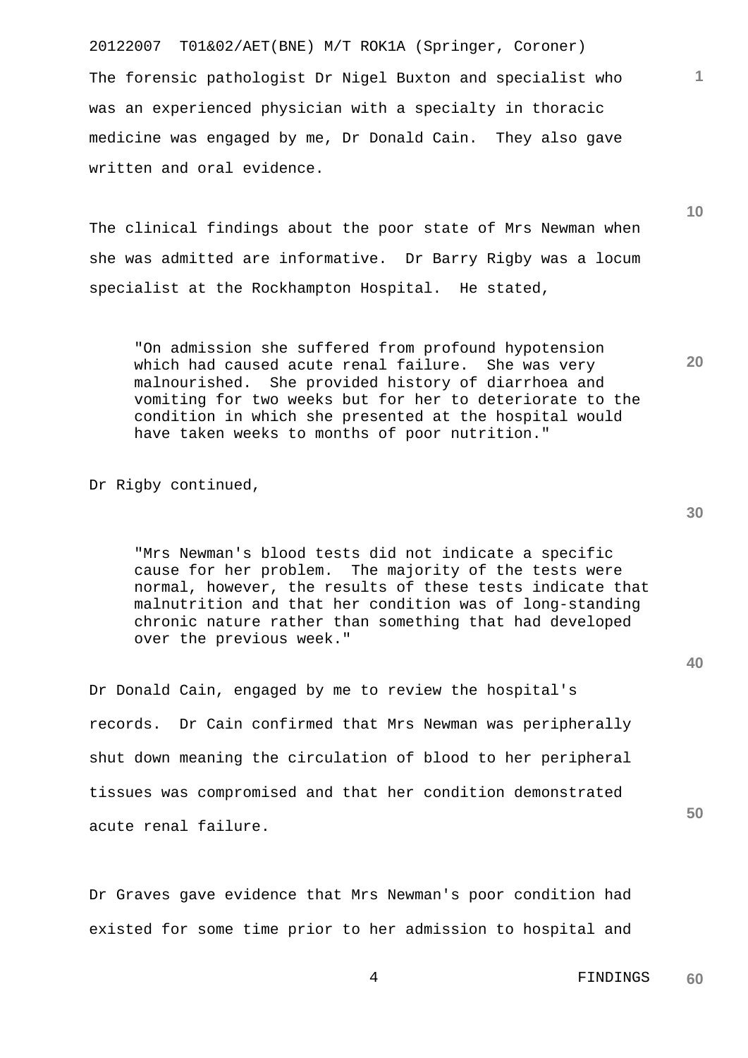The forensic pathologist Dr Nigel Buxton and specialist who was an experienced physician with a specialty in thoracic medicine was engaged by me, Dr Donald Cain. They also gave written and oral evidence.

The clinical findings about the poor state of Mrs Newman when she was admitted are informative. Dr Barry Rigby was a locum specialist at the Rockhampton Hospital. He stated,

> "On admission she suffered from profound hypotension which had caused acute renal failure. She was very malnourished. She provided history of diarrhoea and vomiting for two weeks but for her to deteriorate to the condition in which she presented at the hospital would have taken weeks to months of poor nutrition."

Dr Rigby continued,

> "Mrs Newman's blood tests did not indicate a specific cause for her problem. The majority of the tests were normal, however, the results of these tests indicate that malnutrition and that her condition was of long-standing chronic nature rather than something that had developed over the previous week."

Dr Donald Cain, engaged by me to review the hospital's records. Dr Cain confirmed that Mrs Newman was peripherally shut down meaning the circulation of blood to her peripheral tissues was compromised and that her condition demonstrated acute renal failure.

Dr Graves gave evidence that Mrs Newman's poor condition had existed for some time prior to her admission to hospital and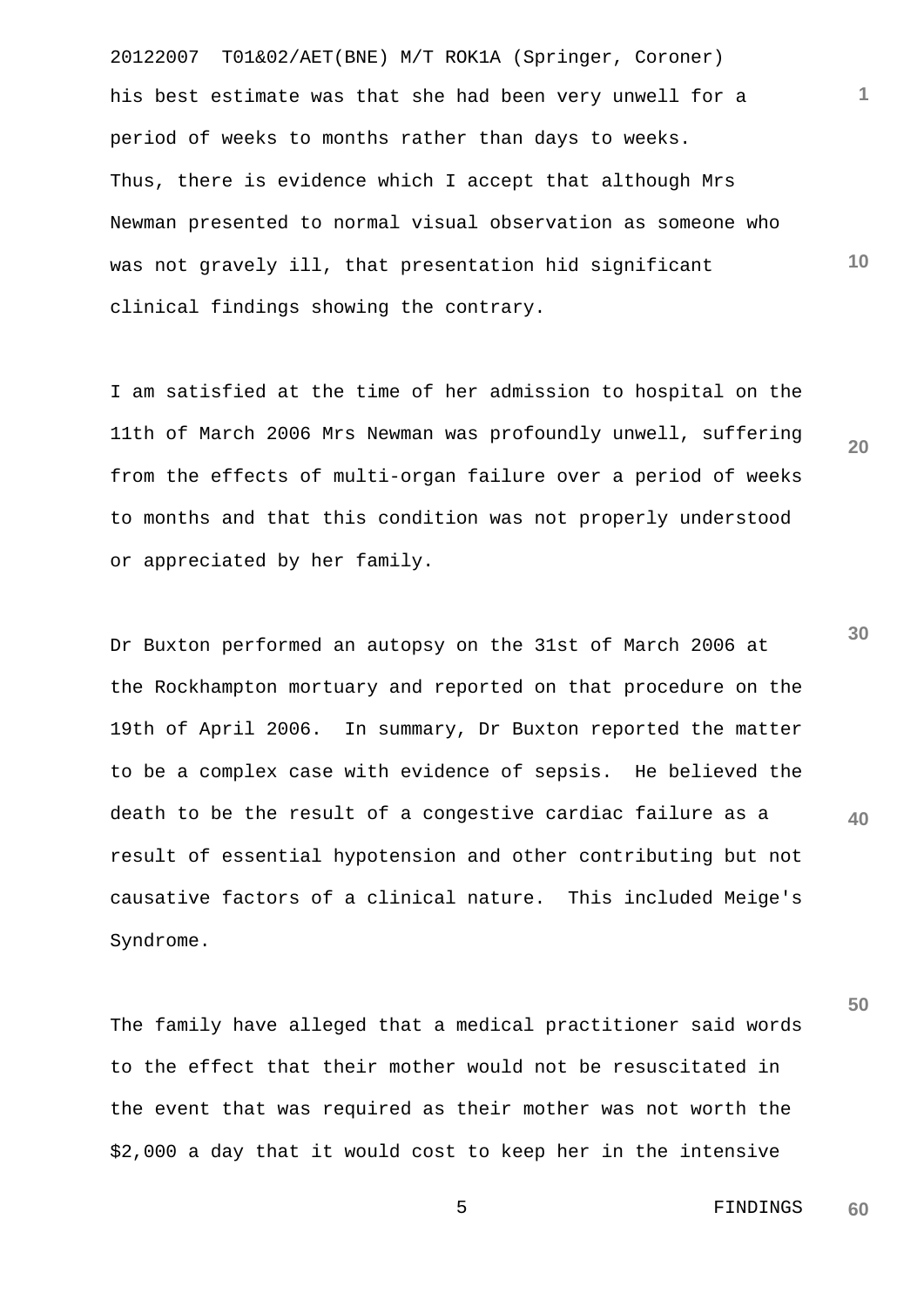his best estimate was that she had been very unwell for a period of weeks to months rather than days to weeks. Thus, there is evidence which I accept that although Mrs Newman presented to normal visual observation as someone who was not gravely ill, that presentation hid significant clinical findings showing the contrary.

I am satisfied at the time of her admission to hospital on the 11th of March 2006 Mrs Newman was profoundly unwell, suffering from the effects of multi-organ failure over a period of weeks to months and that this condition was not properly understood or appreciated by her family.

Dr Buxton performed an autopsy on the 31st of March 2006 at the Rockhampton mortuary and reported on that procedure on the 19th of April 2006. In summary, Dr Buxton reported the matter to be a complex case with evidence of sepsis. He believed the death to be the result of a congestive cardiac failure as a result of essential hypotension and other contributing but not causative factors of a clinical nature. This included Meige's Syndrome.

The family have alleged that a medical practitioner said words to the effect that their mother would not be resuscitated in the event that was required as their mother was not worth the $2,000 a day that it would cost to keep her in the intensive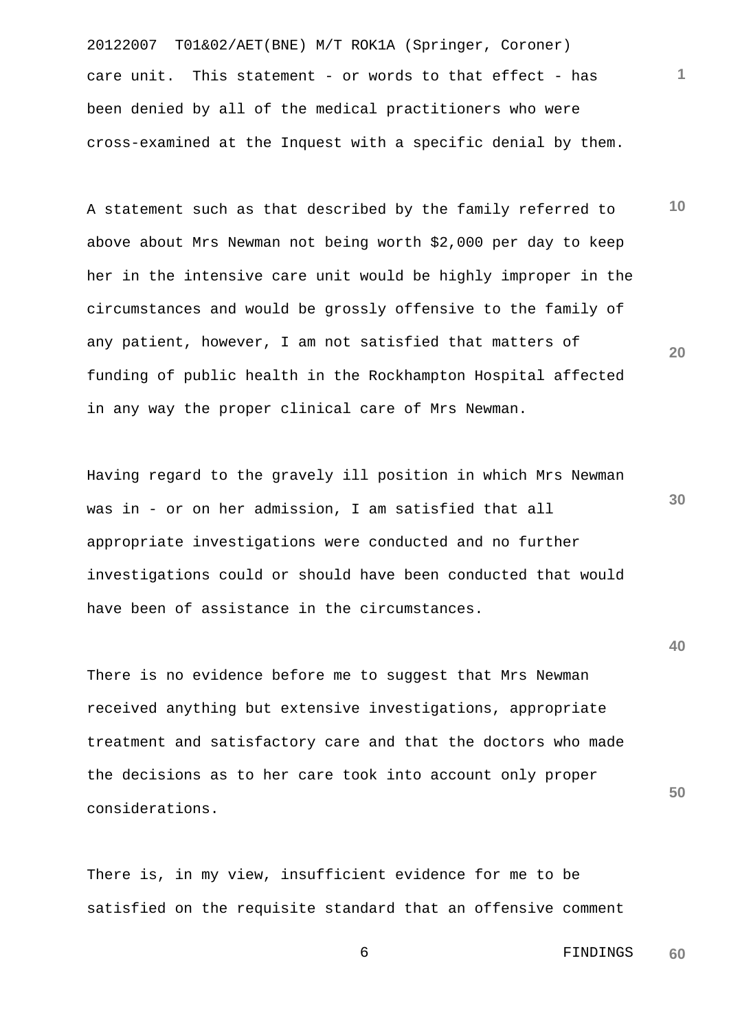care unit. This statement - or words to that effect - has been denied by all of the medical practitioners who were cross-examined at the Inquest with a specific denial by them.

A statement such as that described by the family referred to above about Mrs Newman not being worth $2,000 per day to keep her in the intensive care unit would be highly improper in the circumstances and would be grossly offensive to the family of any patient, however, I am not satisfied that matters of funding of public health in the Rockhampton Hospital affected in any way the proper clinical care of Mrs Newman.

Having regard to the gravely ill position in which Mrs Newman was in - or on her admission, I am satisfied that all appropriate investigations were conducted and no further investigations could or should have been conducted that would have been of assistance in the circumstances.

There is no evidence before me to suggest that Mrs Newman received anything but extensive investigations, appropriate treatment and satisfactory care and that the doctors who made the decisions as to her care took into account only proper considerations.

There is, in my view, insufficient evidence for me to be satisfied on the requisite standard that an offensive comment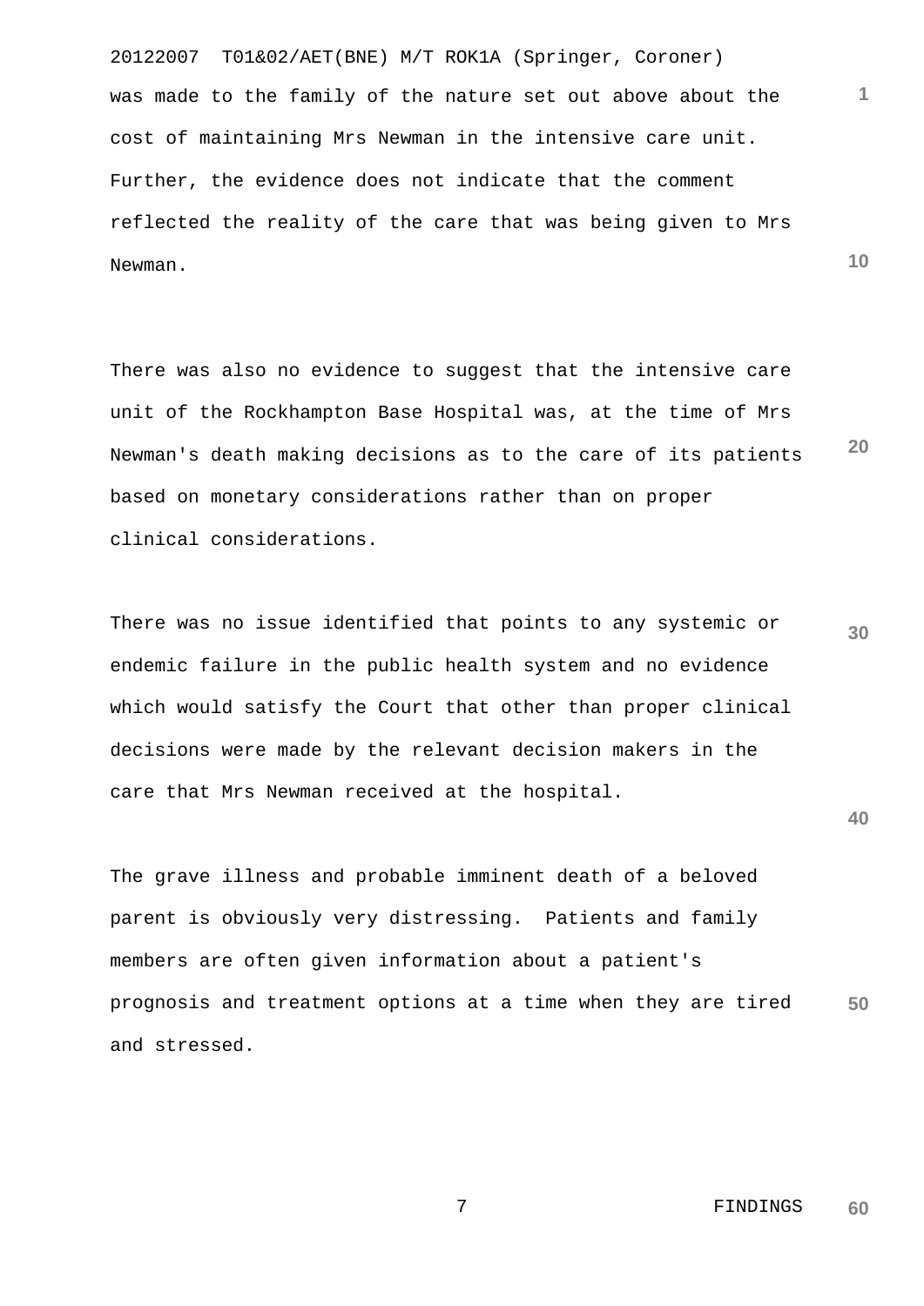was made to the family of the nature set out above about the cost of maintaining Mrs Newman in the intensive care unit. Further, the evidence does not indicate that the comment reflected the reality of the care that was being given to Mrs Newman.

There was also no evidence to suggest that the intensive care unit of the Rockhampton Base Hospital was, at the time of Mrs Newman's death making decisions as to the care of its patients based on monetary considerations rather than on proper clinical considerations.

There was no issue identified that points to any systemic or endemic failure in the public health system and no evidence which would satisfy the Court that other than proper clinical decisions were made by the relevant decision makers in the care that Mrs Newman received at the hospital.

The grave illness and probable imminent death of a beloved parent is obviously very distressing. Patients and family members are often given information about a patient's prognosis and treatment options at a time when they are tired and stressed.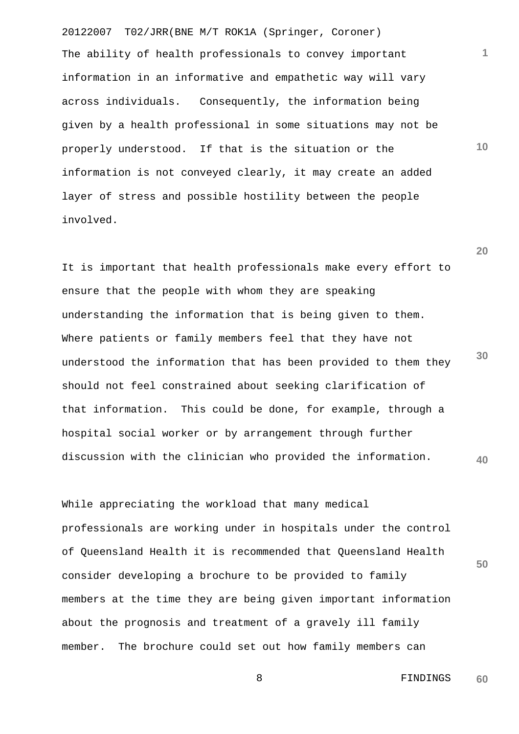The ability of health professionals to convey important information in an informative and empathetic way will vary across individuals. Consequently, the information being given by a health professional in some situations may not be properly understood. If that is the situation or the information is not conveyed clearly, it may create an added layer of stress and possible hostility between the people involved.

It is important that health professionals make every effort to ensure that the people with whom they are speaking understanding the information that is being given to them. Where patients or family members feel that they have not understood the information that has been provided to them they should not feel constrained about seeking clarification of that information. This could be done, for example, through a hospital social worker or by arrangement through further discussion with the clinician who provided the information.

While appreciating the workload that many medical professionals are working under in hospitals under the control of Queensland Health it is recommended that Queensland Health consider developing a brochure to be provided to family members at the time they are being given important information about the prognosis and treatment of a gravely ill family member. The brochure could set out how family members can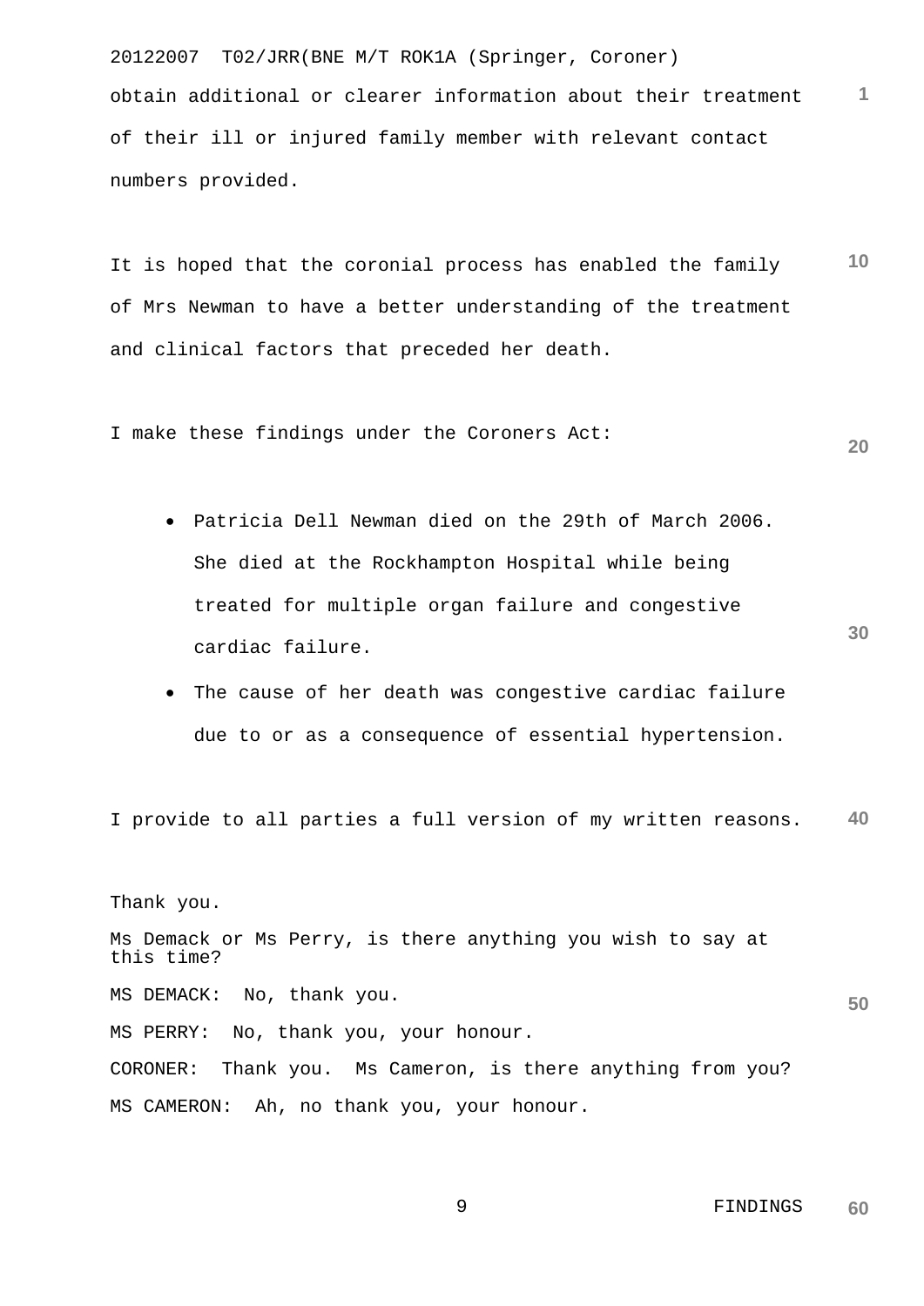obtain additional or clearer information about their treatment of their ill or injured family member with relevant contact numbers provided.

It is hoped that the coronial process has enabled the family of Mrs Newman to have a better understanding of the treatment and clinical factors that preceded her death.

I make these findings under the Coroners Act:

- Patricia Dell Newman died on the 29th of March 2006. She died at the Rockhampton Hospital while being treated for multiple organ failure and congestive cardiac failure.
- The cause of her death was congestive cardiac failure due to or as a consequence of essential hypertension.

I provide to all parties a full version of my written reasons.

Thank you.

Ms Demack or Ms Perry, is there anything you wish to say at this time?

MS DEMACK: No, thank you.

MS PERRY: No, thank you, your honour.

CORONER: Thank you. Ms Cameron, is there anything from you?

MS CAMERON: Ah, no thank you, your honour.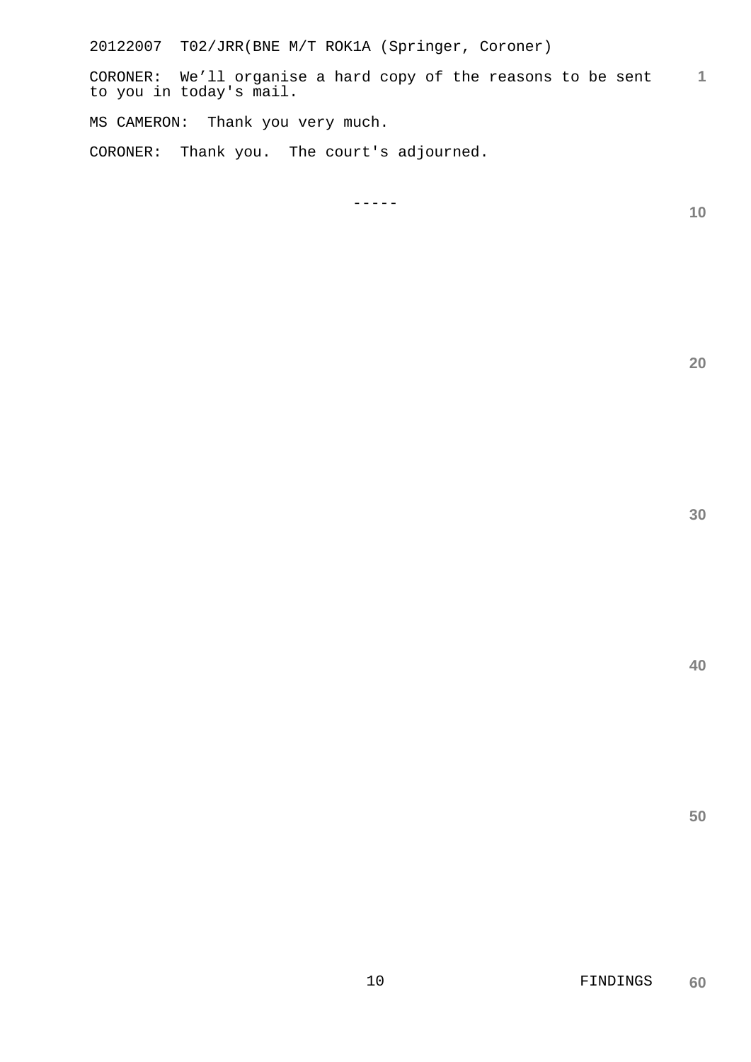CORONER: We'll organise a hard copy of the reasons to be sent to you in today's mail.

MS CAMERON: Thank you very much.

CORONER: Thank you. The court's adjourned.

-----